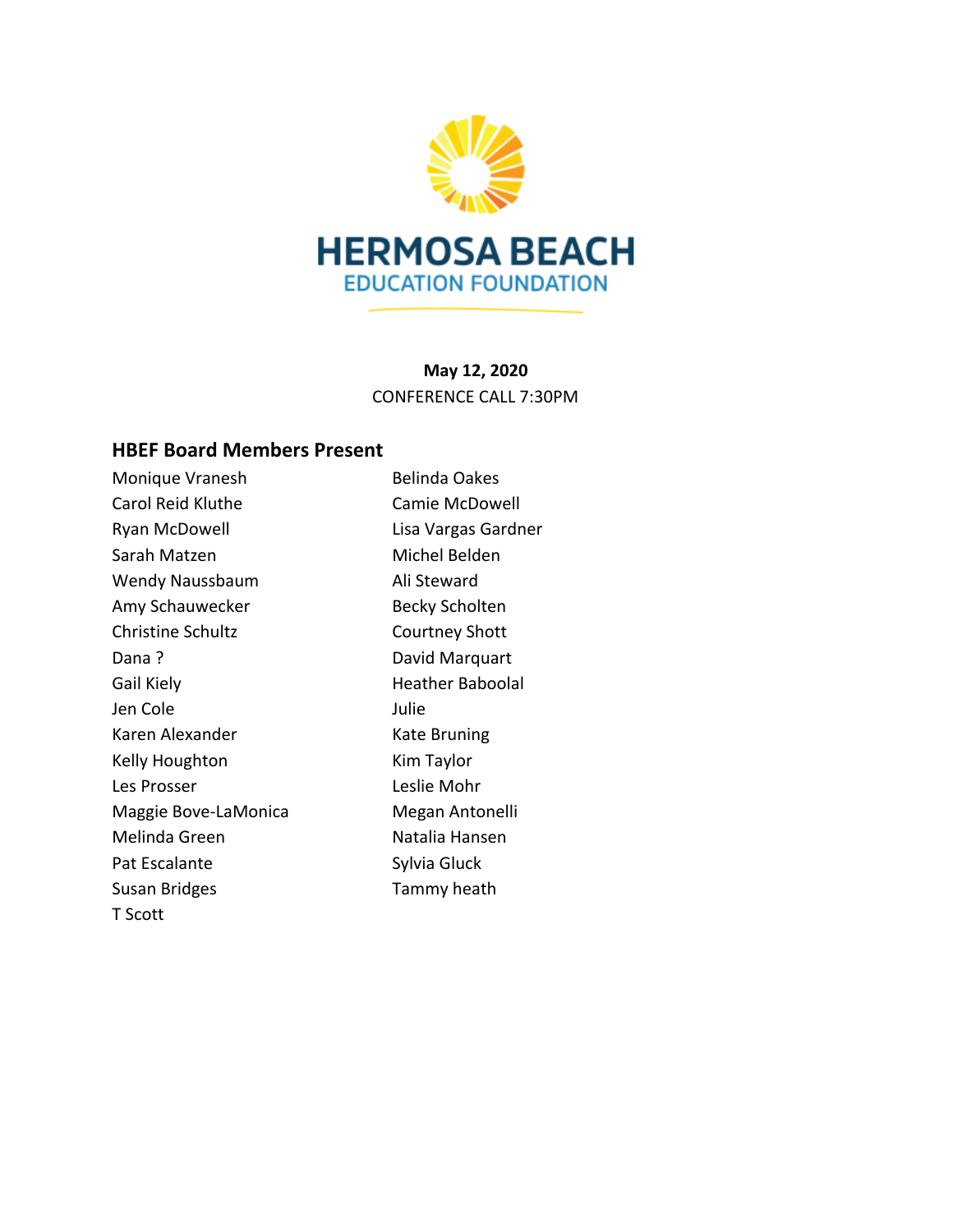HERMOSA BEACH
EDUCATION FOUNDATION

**May 12, 2020**
CONFERENCE CALL 7:30PM

## HBEF Board Members Present

Monique Vranesh
Carol Reid Kluthe
Ryan McDowell
Sarah Matzen
Wendy Naussbaum
Amy Schauwecker
Christine Schultz
Dana ?
Gail Kiely
Jen Cole
Karen Alexander
Kelly Houghton
Les Prosser
Maggie Bove-LaMonica
Melinda Green
Pat Escalante
Susan Bridges
T Scott
Belinda Oakes
Camie McDowell
Lisa Vargas Gardner
Michel Belden
Ali Steward
Becky Scholten
Courtney Shott
David Marquart
Heather Baboolal
Julie
Kate Bruning
Kim Taylor
Leslie Mohr
Megan Antonelli
Natalia Hansen
Sylvia Gluck
Tammy heath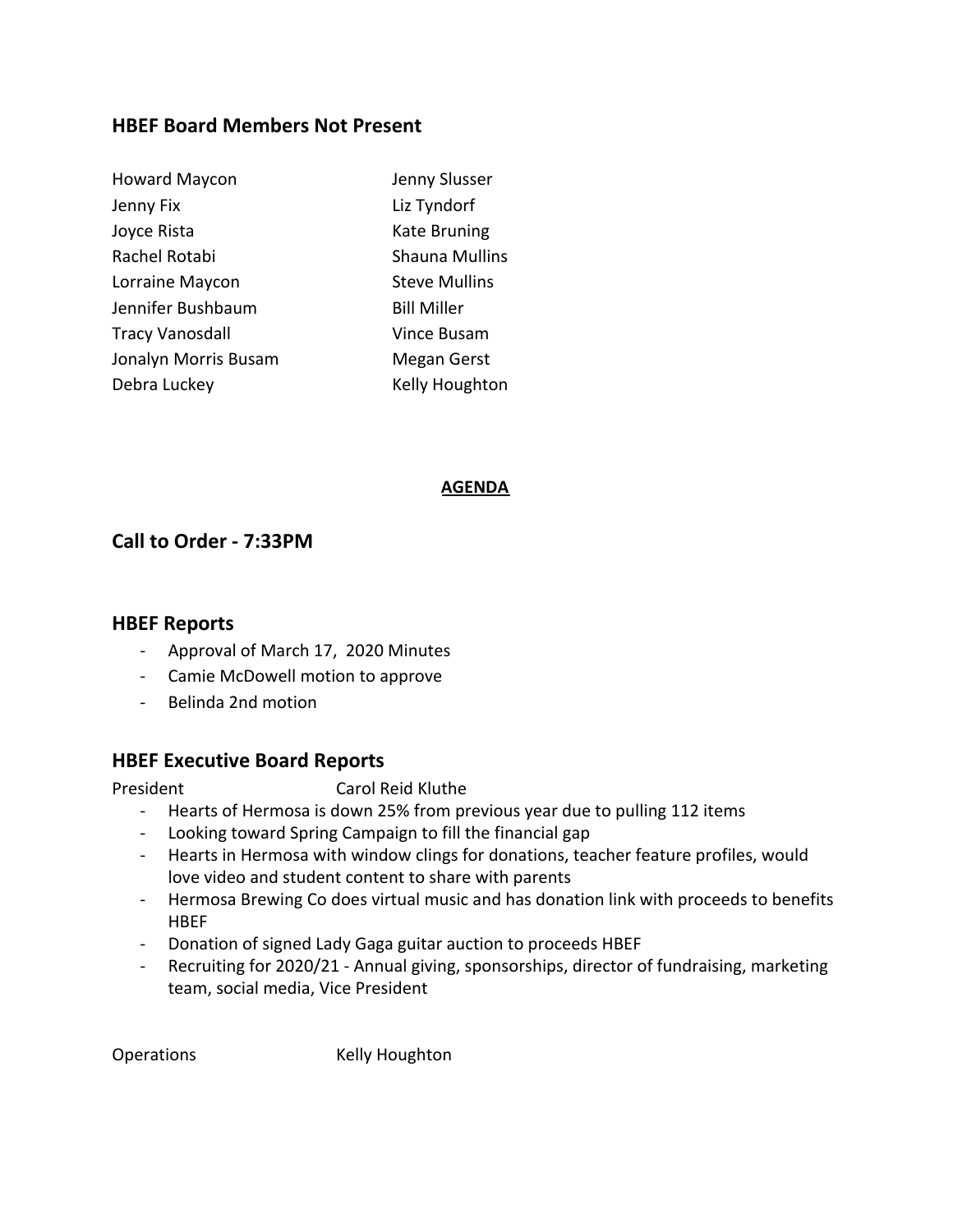## HBEF Board Members Not Present

| | |
|---|---|
| Howard Maycon | Jenny Slusser |
| Jenny Fix | Liz Tyndorf |
| Joyce Rista | Kate Bruning |
| Rachel Rotabi | Shauna Mullins |
| Lorraine Maycon | Steve Mullins |
| Jennifer Bushbaum | Bill Miller |
| Tracy Vanosdall | Vince Busam |
| Jonalyn Morris Busam | Megan Gerst |
| Debra Luckey | Kelly Houghton |

**AGENDA**

## Call to Order - 7:33PM

## HBEF Reports

- Approval of March 17, 2020 Minutes
- Camie McDowell motion to approve
- Belinda 2nd motion

## HBEF Executive Board Reports

President Carol Reid Kluthe

- Hearts of Hermosa is down 25% from previous year due to pulling 112 items
- Looking toward Spring Campaign to fill the financial gap
- Hearts in Hermosa with window clings for donations, teacher feature profiles, would love video and student content to share with parents
- Hermosa Brewing Co does virtual music and has donation link with proceeds to benefits HBEF
- Donation of signed Lady Gaga guitar auction to proceeds HBEF
- Recruiting for 2020/21 - Annual giving, sponsorships, director of fundraising, marketing team, social media, Vice President

Operations Kelly Houghton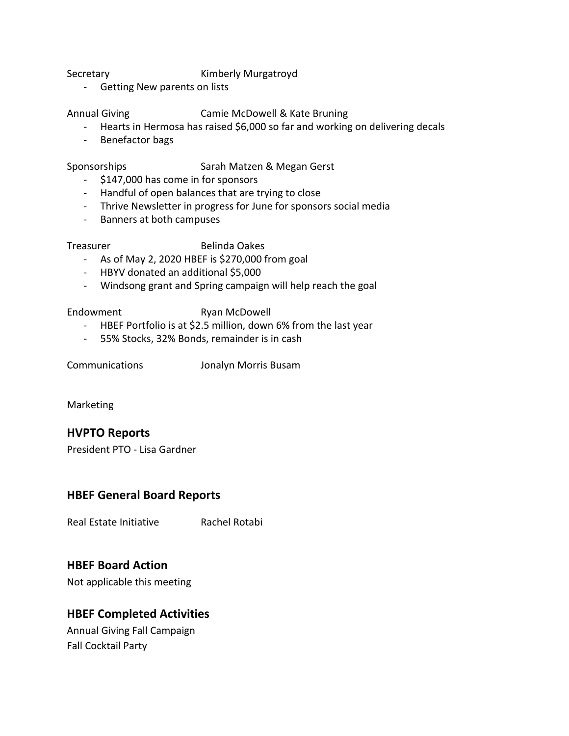Secretary Kimberly Murgatroyd

- Getting New parents on lists

Annual Giving Camie McDowell & Kate Bruning

- Hearts in Hermosa has raised $6,000 so far and working on delivering decals
- Benefactor bags

Sponsorships Sarah Matzen & Megan Gerst

- $147,000 has come in for sponsors
- Handful of open balances that are trying to close
- Thrive Newsletter in progress for June for sponsors social media
- Banners at both campuses

Treasurer Belinda Oakes

- As of May 2, 2020 HBEF is $270,000 from goal
- HBYV donated an additional $5,000
- Windsong grant and Spring campaign will help reach the goal

Endowment Ryan McDowell

- HBEF Portfolio is at $2.5 million, down 6% from the last year
- 55% Stocks, 32% Bonds, remainder is in cash

Communications Jonalyn Morris Busam

Marketing

## HVPTO Reports

President PTO - Lisa Gardner

## HBEF General Board Reports

Real Estate Initiative Rachel Rotabi

## HBEF Board Action

Not applicable this meeting

## HBEF Completed Activities

Annual Giving Fall Campaign
Fall Cocktail Party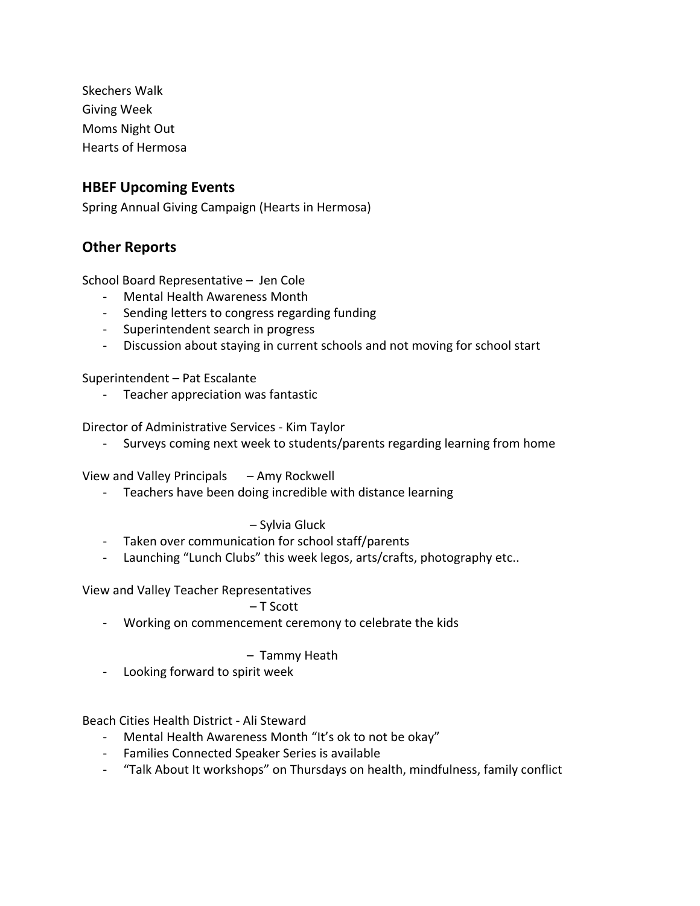Skechers Walk
Giving Week
Moms Night Out
Hearts of Hermosa

## HBEF Upcoming Events

Spring Annual Giving Campaign (Hearts in Hermosa)

## Other Reports

School Board Representative – Jen Cole

- Mental Health Awareness Month
- Sending letters to congress regarding funding
- Superintendent search in progress
- Discussion about staying in current schools and not moving for school start

Superintendent – Pat Escalante

- Teacher appreciation was fantastic

Director of Administrative Services - Kim Taylor

- Surveys coming next week to students/parents regarding learning from home

View and Valley Principals – Amy Rockwell

- Teachers have been doing incredible with distance learning

– Sylvia Gluck

- Taken over communication for school staff/parents
- Launching "Lunch Clubs" this week legos, arts/crafts, photography etc..

View and Valley Teacher Representatives

– T Scott

- Working on commencement ceremony to celebrate the kids

– Tammy Heath

- Looking forward to spirit week

Beach Cities Health District - Ali Steward

- Mental Health Awareness Month "It's ok to not be okay"
- Families Connected Speaker Series is available
- "Talk About It workshops" on Thursdays on health, mindfulness, family conflict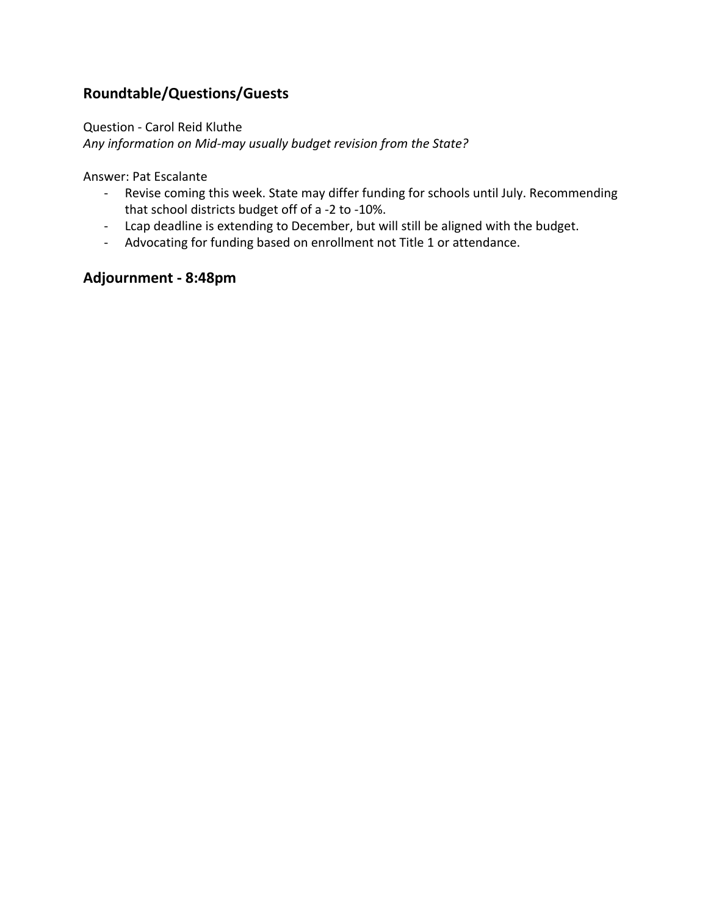## Roundtable/Questions/Guests

Question - Carol Reid Kluthe
*Any information on Mid-may usually budget revision from the State?*

Answer: Pat Escalante

- Revise coming this week. State may differ funding for schools until July. Recommending that school districts budget off of a -2 to -10%.
- Lcap deadline is extending to December, but will still be aligned with the budget.
- Advocating for funding based on enrollment not Title 1 or attendance.

## Adjournment - 8:48pm